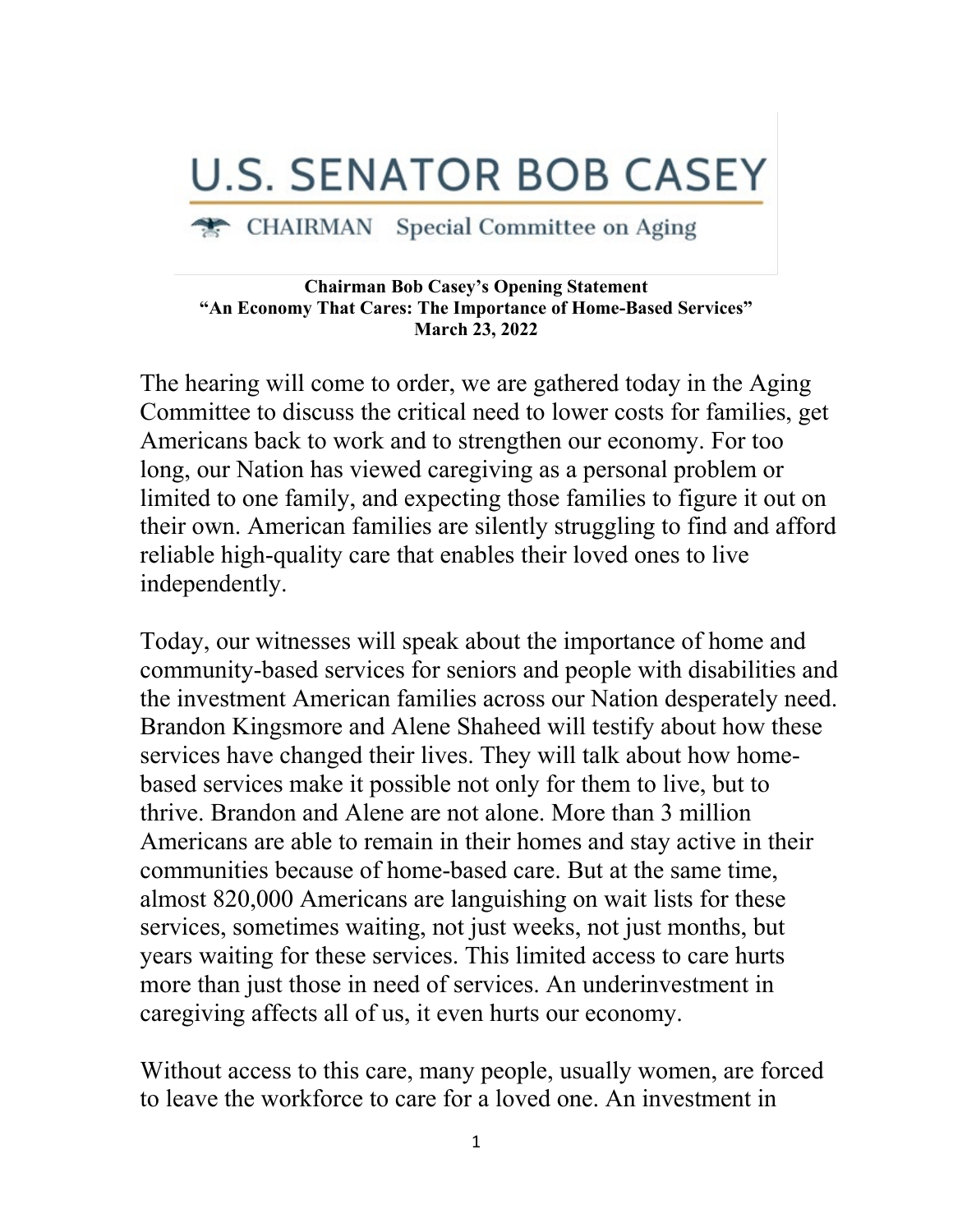# U.S. SENATOR BOB CASEY

CHAIRMAN Special Committee on Aging

**Chairman Bob Casey's Opening Statement**
**"An Economy That Cares: The Importance of Home-Based Services"**
**March 23, 2022**

The hearing will come to order, we are gathered today in the Aging Committee to discuss the critical need to lower costs for families, get Americans back to work and to strengthen our economy. For too long, our Nation has viewed caregiving as a personal problem or limited to one family, and expecting those families to figure it out on their own. American families are silently struggling to find and afford reliable high-quality care that enables their loved ones to live independently.

Today, our witnesses will speak about the importance of home and community-based services for seniors and people with disabilities and the investment American families across our Nation desperately need. Brandon Kingsmore and Alene Shaheed will testify about how these services have changed their lives. They will talk about how home-based services make it possible not only for them to live, but to thrive. Brandon and Alene are not alone. More than 3 million Americans are able to remain in their homes and stay active in their communities because of home-based care. But at the same time, almost 820,000 Americans are languishing on wait lists for these services, sometimes waiting, not just weeks, not just months, but years waiting for these services. This limited access to care hurts more than just those in need of services. An underinvestment in caregiving affects all of us, it even hurts our economy.

Without access to this care, many people, usually women, are forced to leave the workforce to care for a loved one. An investment in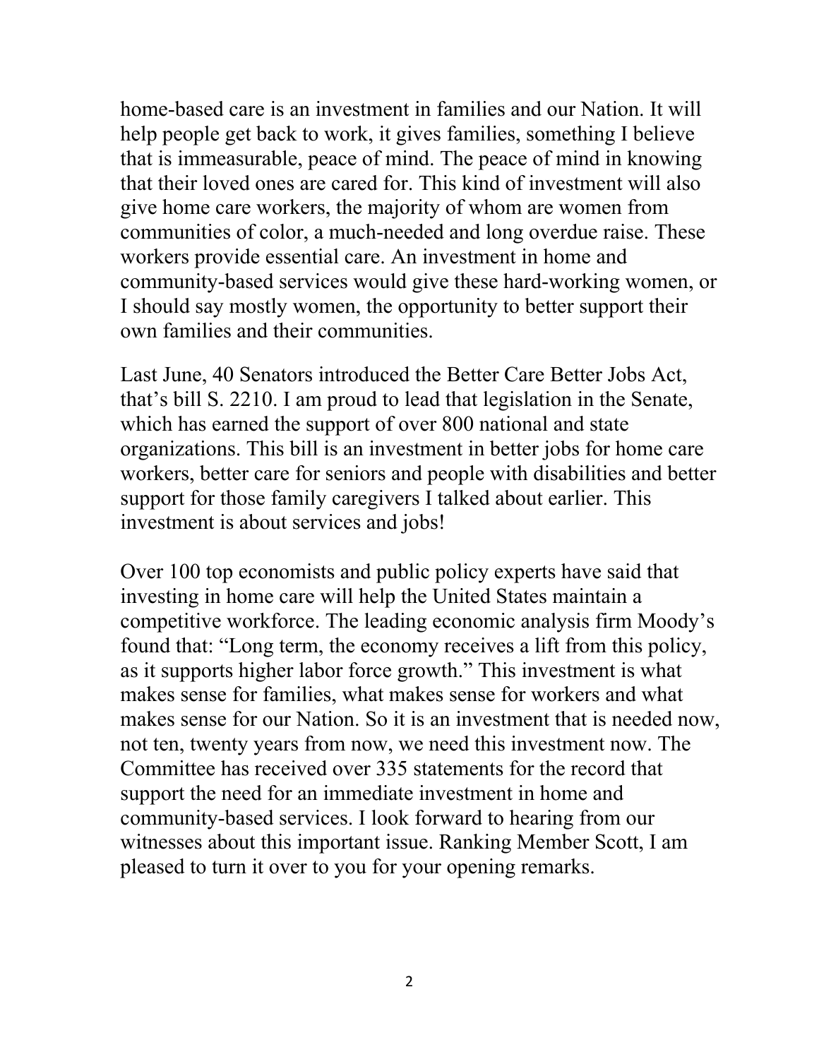home-based care is an investment in families and our Nation. It will help people get back to work, it gives families, something I believe that is immeasurable, peace of mind. The peace of mind in knowing that their loved ones are cared for. This kind of investment will also give home care workers, the majority of whom are women from communities of color, a much-needed and long overdue raise. These workers provide essential care. An investment in home and community-based services would give these hard-working women, or I should say mostly women, the opportunity to better support their own families and their communities.

Last June, 40 Senators introduced the Better Care Better Jobs Act, that's bill S. 2210. I am proud to lead that legislation in the Senate, which has earned the support of over 800 national and state organizations. This bill is an investment in better jobs for home care workers, better care for seniors and people with disabilities and better support for those family caregivers I talked about earlier. This investment is about services and jobs!

Over 100 top economists and public policy experts have said that investing in home care will help the United States maintain a competitive workforce. The leading economic analysis firm Moody's found that: "Long term, the economy receives a lift from this policy, as it supports higher labor force growth." This investment is what makes sense for families, what makes sense for workers and what makes sense for our Nation. So it is an investment that is needed now, not ten, twenty years from now, we need this investment now. The Committee has received over 335 statements for the record that support the need for an immediate investment in home and community-based services. I look forward to hearing from our witnesses about this important issue. Ranking Member Scott, I am pleased to turn it over to you for your opening remarks.